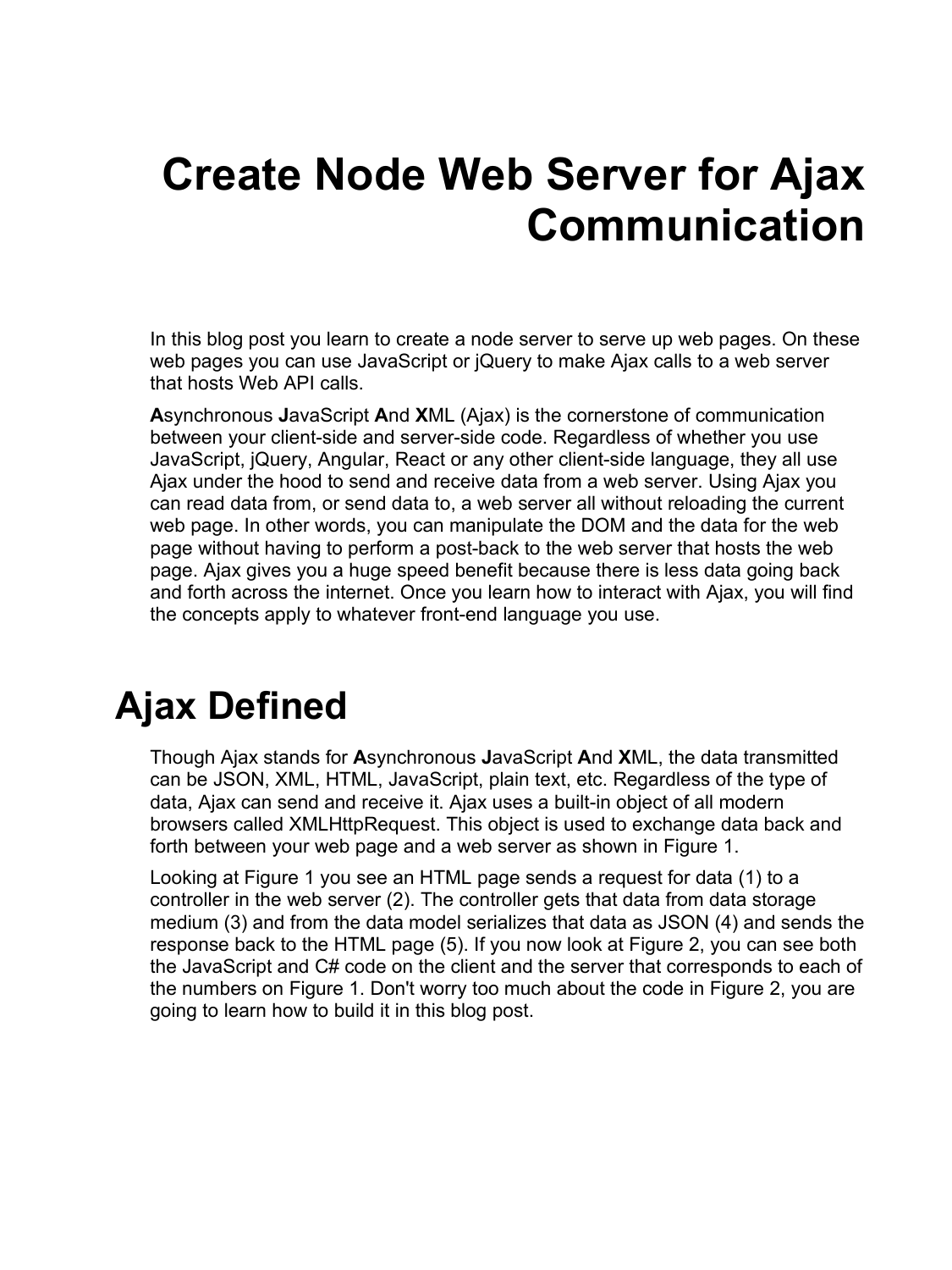# Create Node Web Server for Ajax Communication

In this blog post you learn to create a node server to serve up web pages. On these web pages you can use JavaScript or jQuery to make Ajax calls to a web server that hosts Web API calls.

**A**synchronous **J**avaScript **A**nd **X**ML (Ajax) is the cornerstone of communication between your client-side and server-side code. Regardless of whether you use JavaScript, jQuery, Angular, React or any other client-side language, they all use Ajax under the hood to send and receive data from a web server. Using Ajax you can read data from, or send data to, a web server all without reloading the current web page. In other words, you can manipulate the DOM and the data for the web page without having to perform a post-back to the web server that hosts the web page. Ajax gives you a huge speed benefit because there is less data going back and forth across the internet. Once you learn how to interact with Ajax, you will find the concepts apply to whatever front-end language you use.

# Ajax Defined

Though Ajax stands for **A**synchronous **J**avaScript **A**nd **X**ML, the data transmitted can be JSON, XML, HTML, JavaScript, plain text, etc. Regardless of the type of data, Ajax can send and receive it. Ajax uses a built-in object of all modern browsers called XMLHttpRequest. This object is used to exchange data back and forth between your web page and a web server as shown in Figure 1.

Looking at Figure 1 you see an HTML page sends a request for data (1) to a controller in the web server (2). The controller gets that data from data storage medium (3) and from the data model serializes that data as JSON (4) and sends the response back to the HTML page (5). If you now look at Figure 2, you can see both the JavaScript and C# code on the client and the server that corresponds to each of the numbers on Figure 1. Don't worry too much about the code in Figure 2, you are going to learn how to build it in this blog post.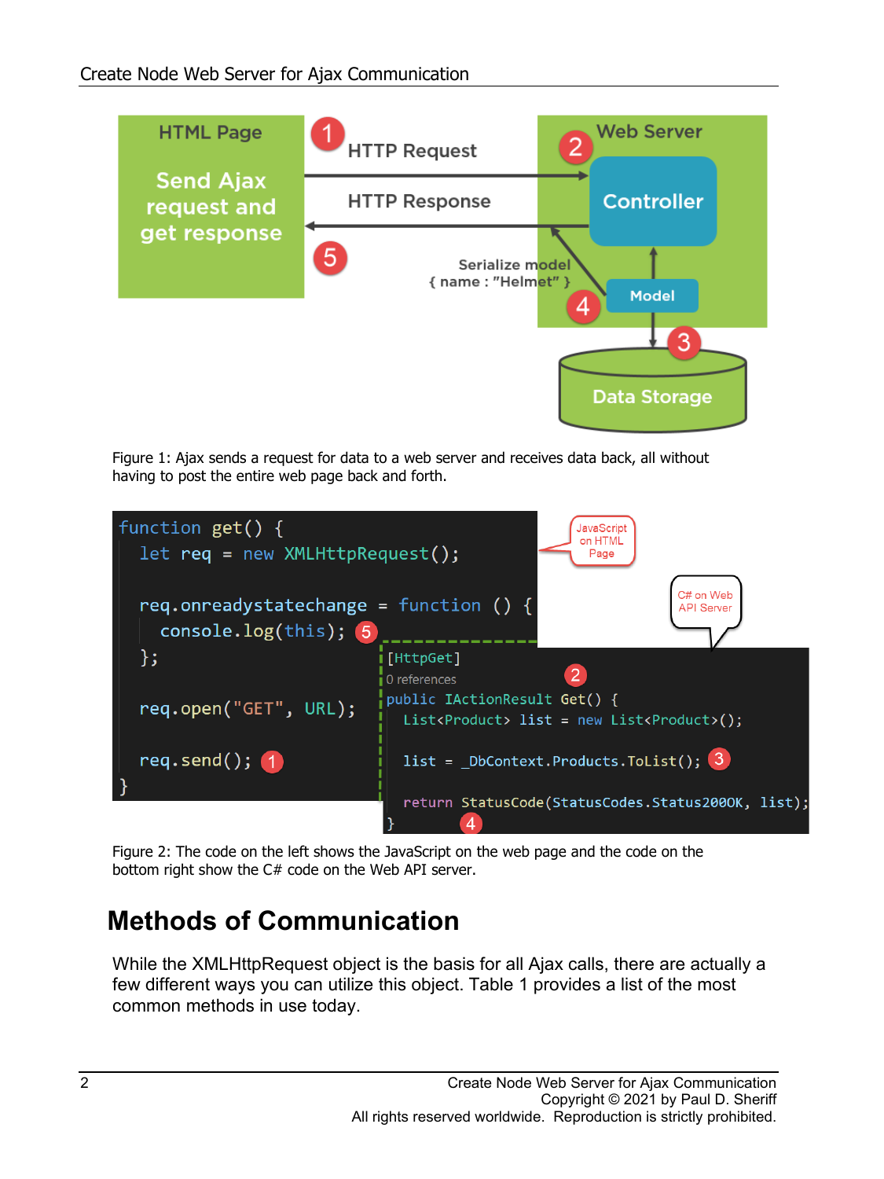Figure 1: Ajax sends a request for data to a web server and receives data back, all without having to post the entire web page back and forth.

```javascript
function get() {
  let req = new XMLHttpRequest();

  req.onreadystatechange = function () {
    console.log(this);
  };

  req.open("GET", URL);

  req.send();
}
```

```csharp
[HttpGet]
public IActionResult Get() {
  List<Product> list = new List<Product>();

  list = _DbContext.Products.ToList();

  return StatusCode(StatusCodes.Status200OK, list);
}
```

Figure 2: The code on the left shows the JavaScript on the web page and the code on the bottom right show the C# code on the Web API server.

## Methods of Communication

While the XMLHttpRequest object is the basis for all Ajax calls, there are actually a few different ways you can utilize this object. Table 1 provides a list of the most common methods in use today.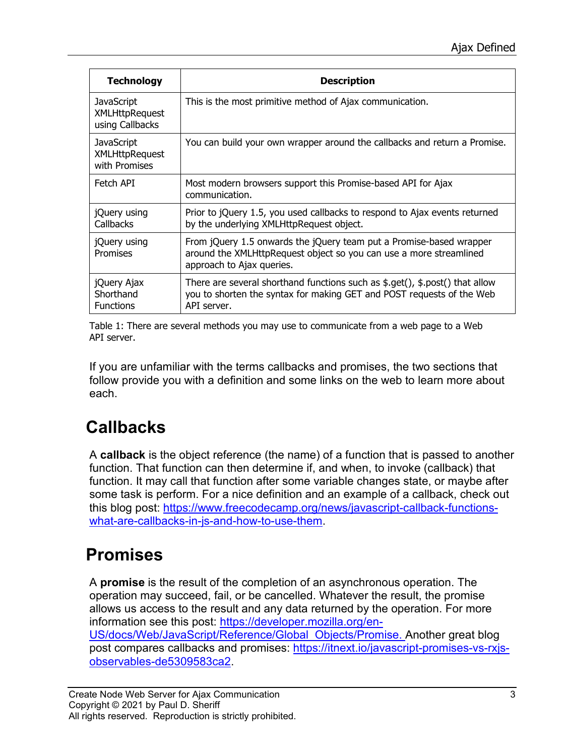| Technology | Description |
| --- | --- |
| JavaScript XMLHttpRequest using Callbacks | This is the most primitive method of Ajax communication. |
| JavaScript XMLHttpRequest with Promises | You can build your own wrapper around the callbacks and return a Promise. |
| Fetch API | Most modern browsers support this Promise-based API for Ajax communication. |
| jQuery using Callbacks | Prior to jQuery 1.5, you used callbacks to respond to Ajax events returned by the underlying XMLHttpRequest object. |
| jQuery using Promises | From jQuery 1.5 onwards the jQuery team put a Promise-based wrapper around the XMLHttpRequest object so you can use a more streamlined approach to Ajax queries. |
| jQuery Ajax Shorthand Functions | There are several shorthand functions such as $.get(), $.post() that allow you to shorten the syntax for making GET and POST requests of the Web API server. |

Table 1: There are several methods you may use to communicate from a web page to a Web API server.

If you are unfamiliar with the terms callbacks and promises, the two sections that follow provide you with a definition and some links on the web to learn more about each.

## Callbacks

A **callback** is the object reference (the name) of a function that is passed to another function. That function can then determine if, and when, to invoke (callback) that function. It may call that function after some variable changes state, or maybe after some task is perform. For a nice definition and an example of a callback, check out this blog post: [https://www.freecodecamp.org/news/javascript-callback-functions-what-are-callbacks-in-js-and-how-to-use-them](https://www.freecodecamp.org/news/javascript-callback-functions-what-are-callbacks-in-js-and-how-to-use-them).

## Promises

A **promise** is the result of the completion of an asynchronous operation. The operation may succeed, fail, or be cancelled. Whatever the result, the promise allows us access to the result and any data returned by the operation. For more information see this post: [https://developer.mozilla.org/en-US/docs/Web/JavaScript/Reference/Global_Objects/Promise](https://developer.mozilla.org/en-US/docs/Web/JavaScript/Reference/Global_Objects/Promise). Another great blog post compares callbacks and promises: [https://itnext.io/javascript-promises-vs-rxjs-observables-de5309583ca2](https://itnext.io/javascript-promises-vs-rxjs-observables-de5309583ca2).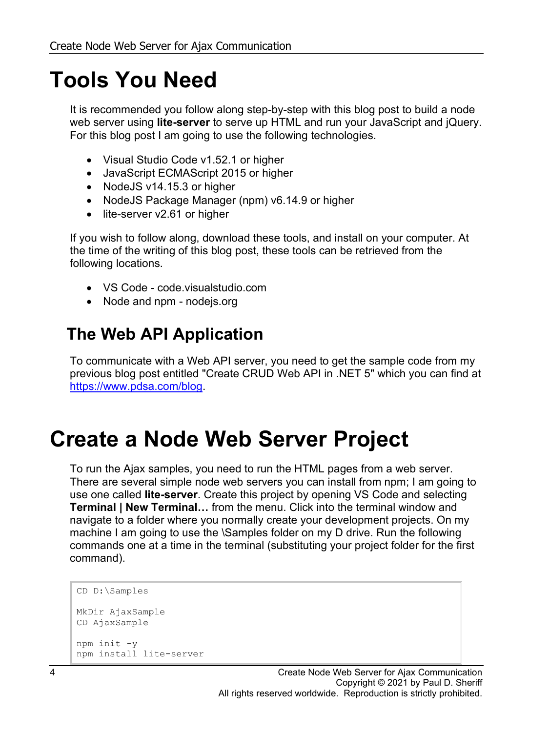# Tools You Need

It is recommended you follow along step-by-step with this blog post to build a node web server using **lite-server** to serve up HTML and run your JavaScript and jQuery. For this blog post I am going to use the following technologies.

- Visual Studio Code v1.52.1 or higher
- JavaScript ECMAScript 2015 or higher
- NodeJS v14.15.3 or higher
- NodeJS Package Manager (npm) v6.14.9 or higher
- lite-server v2.61 or higher

If you wish to follow along, download these tools, and install on your computer. At the time of the writing of this blog post, these tools can be retrieved from the following locations.

- VS Code - code.visualstudio.com
- Node and npm - nodejs.org

## The Web API Application

To communicate with a Web API server, you need to get the sample code from my previous blog post entitled "Create CRUD Web API in .NET 5" which you can find at [https://www.pdsa.com/blog](https://www.pdsa.com/blog).

# Create a Node Web Server Project

To run the Ajax samples, you need to run the HTML pages from a web server. There are several simple node web servers you can install from npm; I am going to use one called **lite-server**. Create this project by opening VS Code and selecting **Terminal | New Terminal…** from the menu. Click into the terminal window and navigate to a folder where you normally create your development projects. On my machine I am going to use the \Samples folder on my D drive. Run the following commands one at a time in the terminal (substituting your project folder for the first command).

```
CD D:\Samples

MkDir AjaxSample
CD AjaxSample

npm init -y
npm install lite-server
```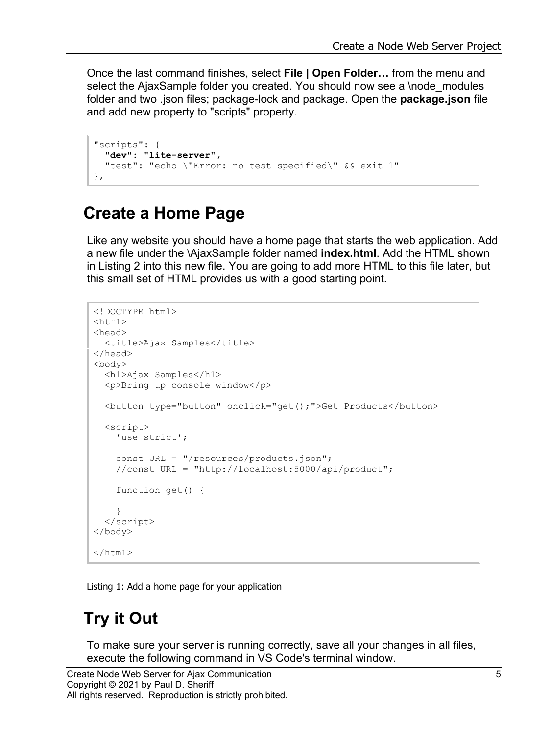Once the last command finishes, select **File | Open Folder…** from the menu and select the AjaxSample folder you created. You should now see a \node_modules folder and two .json files; package-lock and package. Open the **package.json** file and add new property to "scripts" property.

```
"scripts": {
  "dev": "lite-server",
  "test": "echo \"Error: no test specified\" && exit 1"
},
```

## Create a Home Page

Like any website you should have a home page that starts the web application. Add a new file under the \AjaxSample folder named **index.html**. Add the HTML shown in Listing 2 into this new file. You are going to add more HTML to this file later, but this small set of HTML provides us with a good starting point.

```
<!DOCTYPE html>
<html>
<head>
  <title>Ajax Samples</title>
</head>
<body>
  <h1>Ajax Samples</h1>
  <p>Bring up console window</p>

  <button type="button" onclick="get();">Get Products</button>

  <script>
    'use strict';

    const URL = "/resources/products.json";
    //const URL = "http://localhost:5000/api/product";

    function get() {

    }
  </script>
</body>

</html>
```

Listing 1: Add a home page for your application

## Try it Out

To make sure your server is running correctly, save all your changes in all files, execute the following command in VS Code's terminal window.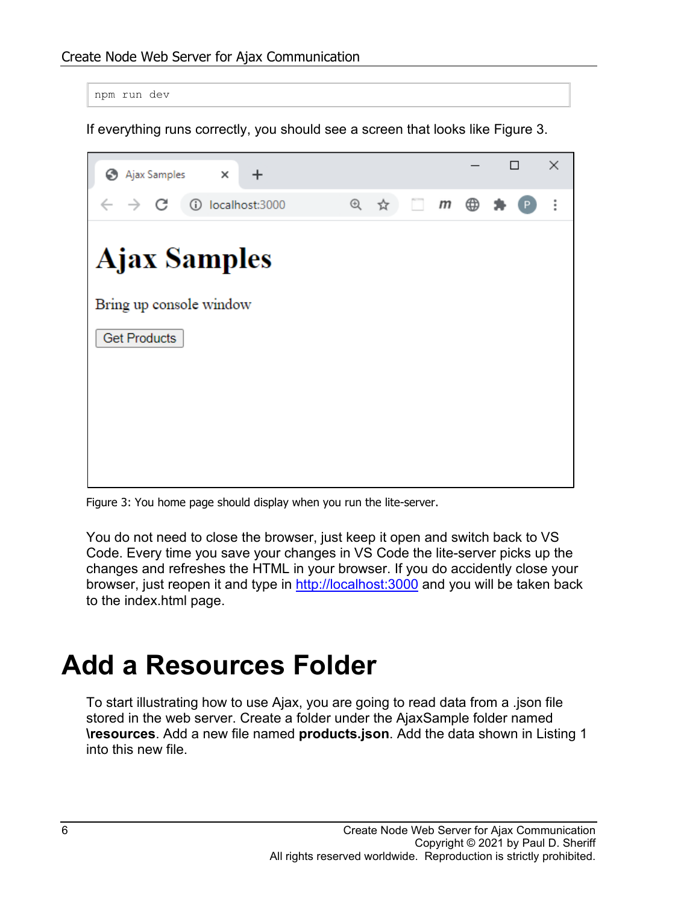```
npm run dev
```

If everything runs correctly, you should see a screen that looks like Figure 3.

Figure 3: You home page should display when you run the lite-server.

You do not need to close the browser, just keep it open and switch back to VS Code. Every time you save your changes in VS Code the lite-server picks up the changes and refreshes the HTML in your browser. If you do accidently close your browser, just reopen it and type in http://localhost:3000 and you will be taken back to the index.html page.

# Add a Resources Folder

To start illustrating how to use Ajax, you are going to read data from a .json file stored in the web server. Create a folder under the AjaxSample folder named **\resources**. Add a new file named **products.json**. Add the data shown in Listing 1 into this new file.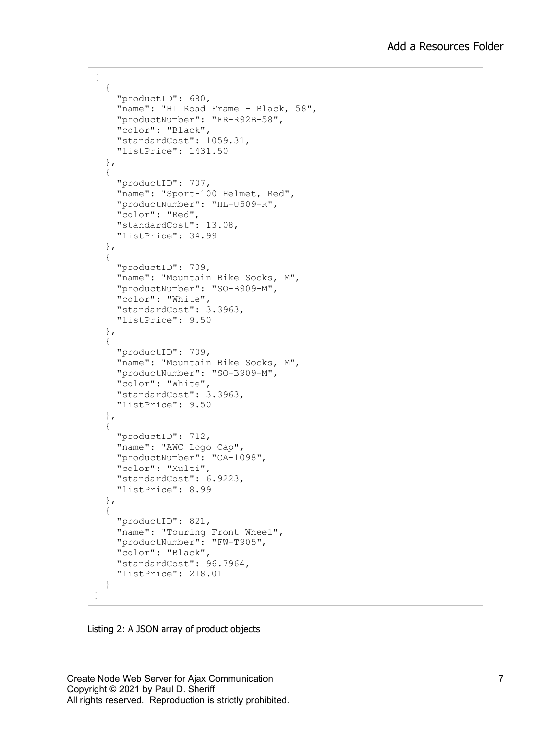```
[
  {
    "productID": 680,
    "name": "HL Road Frame - Black, 58",
    "productNumber": "FR-R92B-58",
    "color": "Black",
    "standardCost": 1059.31,
    "listPrice": 1431.50
  },
  {
    "productID": 707,
    "name": "Sport-100 Helmet, Red",
    "productNumber": "HL-U509-R",
    "color": "Red",
    "standardCost": 13.08,
    "listPrice": 34.99
  },
  {
    "productID": 709,
    "name": "Mountain Bike Socks, M",
    "productNumber": "SO-B909-M",
    "color": "White",
    "standardCost": 3.3963,
    "listPrice": 9.50
  },
  {
    "productID": 709,
    "name": "Mountain Bike Socks, M",
    "productNumber": "SO-B909-M",
    "color": "White",
    "standardCost": 3.3963,
    "listPrice": 9.50
  },
  {
    "productID": 712,
    "name": "AWC Logo Cap",
    "productNumber": "CA-1098",
    "color": "Multi",
    "standardCost": 6.9223,
    "listPrice": 8.99
  },
  {
    "productID": 821,
    "name": "Touring Front Wheel",
    "productNumber": "FW-T905",
    "color": "Black",
    "standardCost": 96.7964,
    "listPrice": 218.01
  }
]
```

Listing 2: A JSON array of product objects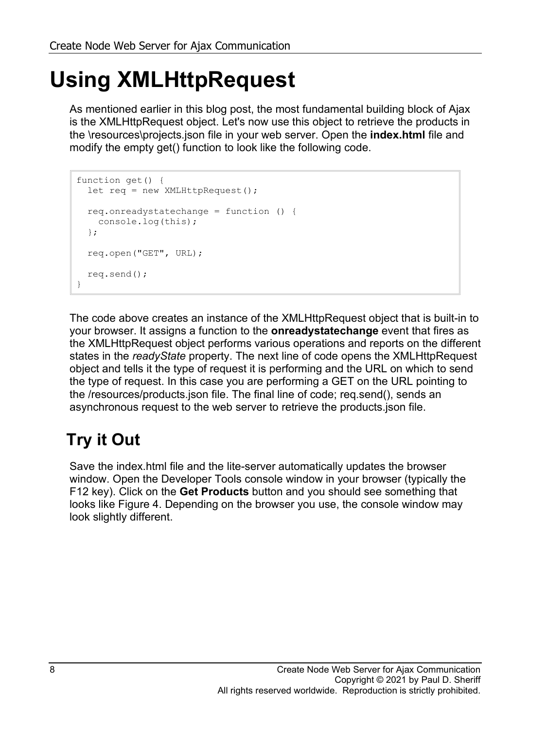# Using XMLHttpRequest

As mentioned earlier in this blog post, the most fundamental building block of Ajax is the XMLHttpRequest object. Let's now use this object to retrieve the products in the \resources\projects.json file in your web server. Open the **index.html** file and modify the empty get() function to look like the following code.

```
function get() {
  let req = new XMLHttpRequest();

  req.onreadystatechange = function () {
    console.log(this);
  };

  req.open("GET", URL);

  req.send();
}
```

The code above creates an instance of the XMLHttpRequest object that is built-in to your browser. It assigns a function to the **onreadystatechange** event that fires as the XMLHttpRequest object performs various operations and reports on the different states in the *readyState* property. The next line of code opens the XMLHttpRequest object and tells it the type of request it is performing and the URL on which to send the type of request. In this case you are performing a GET on the URL pointing to the /resources/products.json file. The final line of code; req.send(), sends an asynchronous request to the web server to retrieve the products.json file.

## Try it Out

Save the index.html file and the lite-server automatically updates the browser window. Open the Developer Tools console window in your browser (typically the F12 key). Click on the **Get Products** button and you should see something that looks like Figure 4. Depending on the browser you use, the console window may look slightly different.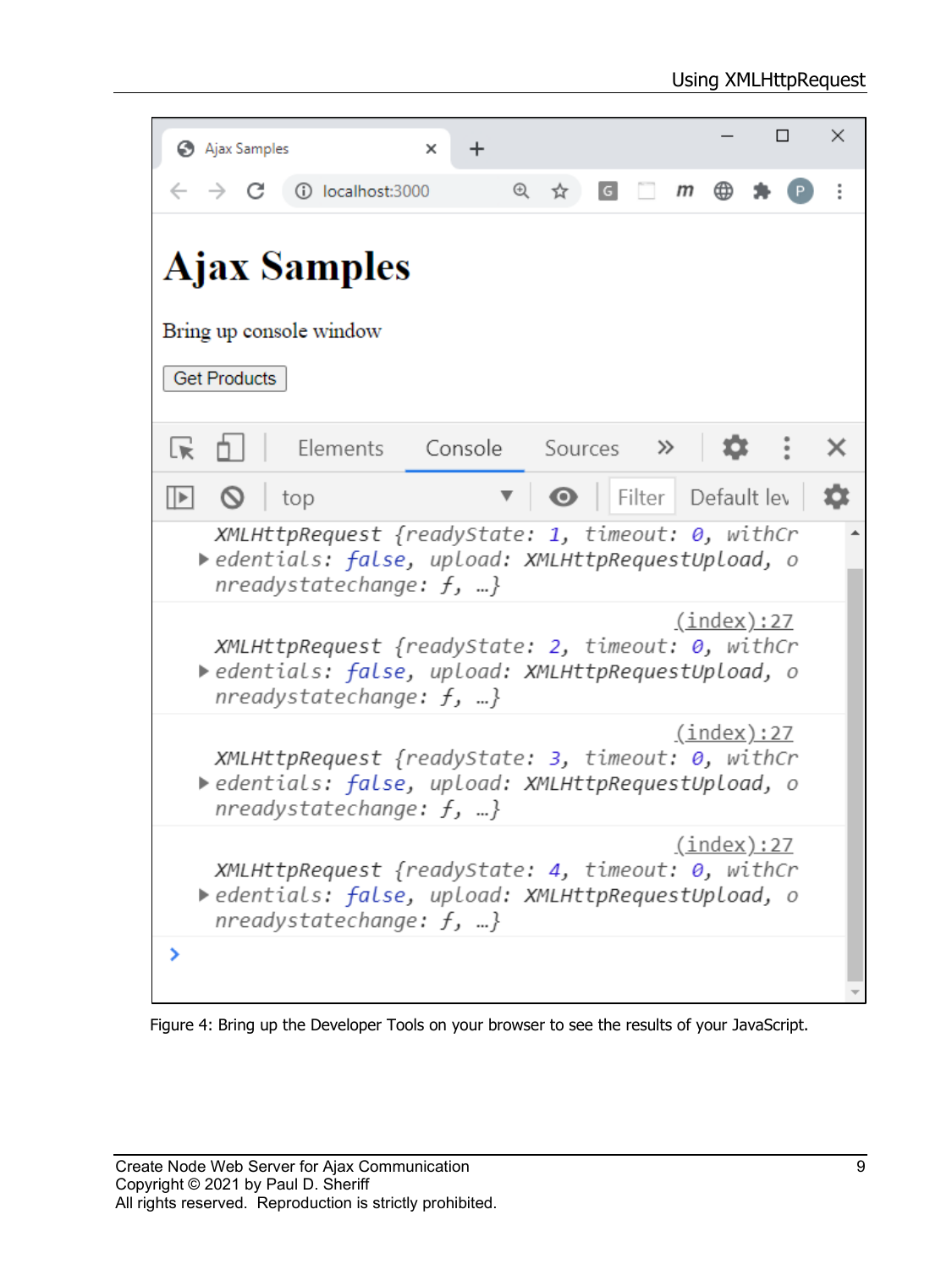Figure 4: Bring up the Developer Tools on your browser to see the results of your JavaScript.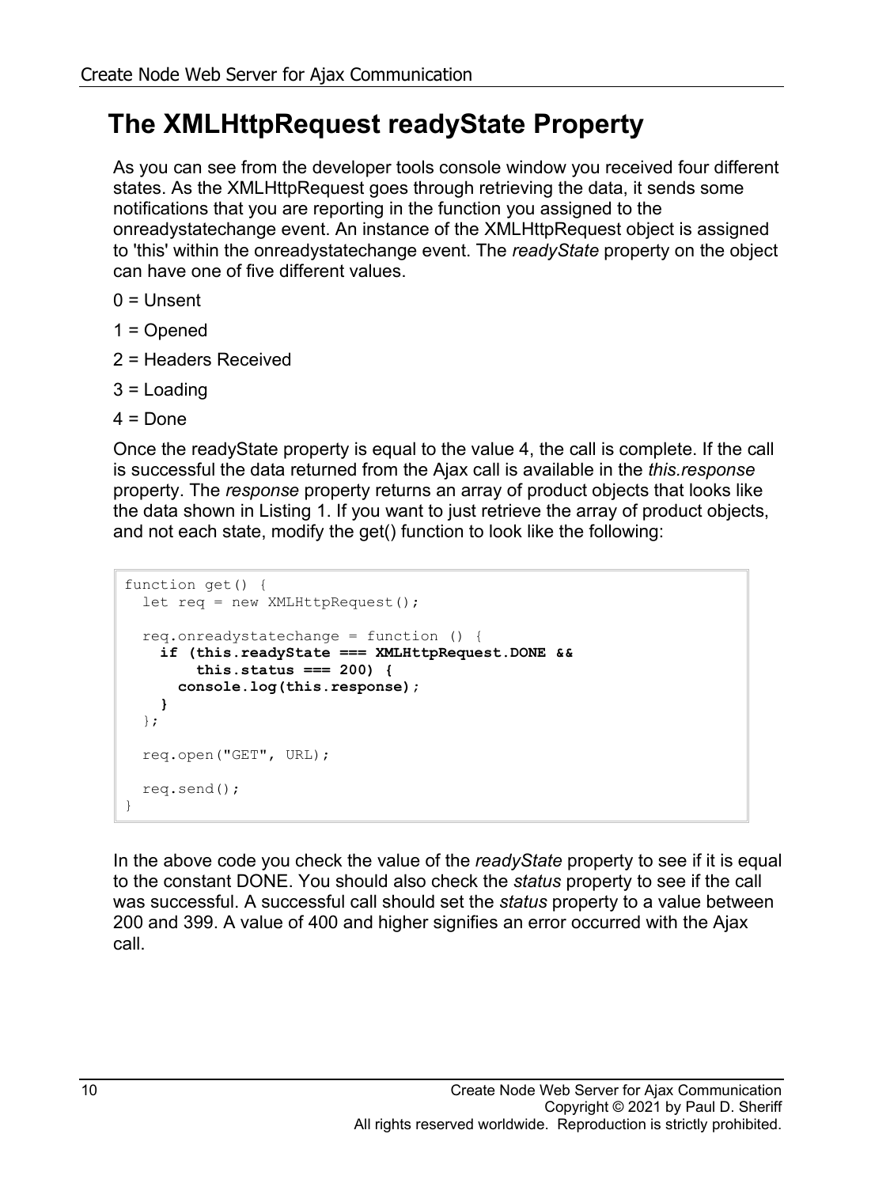## The XMLHttpRequest readyState Property

As you can see from the developer tools console window you received four different states. As the XMLHttpRequest goes through retrieving the data, it sends some notifications that you are reporting in the function you assigned to the onreadystatechange event. An instance of the XMLHttpRequest object is assigned to 'this' within the onreadystatechange event. The *readyState* property on the object can have one of five different values.

0 = Unsent

1 = Opened

2 = Headers Received

3 = Loading

4 = Done

Once the readyState property is equal to the value 4, the call is complete. If the call is successful the data returned from the Ajax call is available in the *this.response* property. The *response* property returns an array of product objects that looks like the data shown in Listing 1. If you want to just retrieve the array of product objects, and not each state, modify the get() function to look like the following:

```
function get() {
  let req = new XMLHttpRequest();

  req.onreadystatechange = function () {
    if (this.readyState === XMLHttpRequest.DONE &&
        this.status === 200) {
      console.log(this.response);
    }
  };

  req.open("GET", URL);

  req.send();
}
```

In the above code you check the value of the *readyState* property to see if it is equal to the constant DONE. You should also check the *status* property to see if the call was successful. A successful call should set the *status* property to a value between 200 and 399. A value of 400 and higher signifies an error occurred with the Ajax call.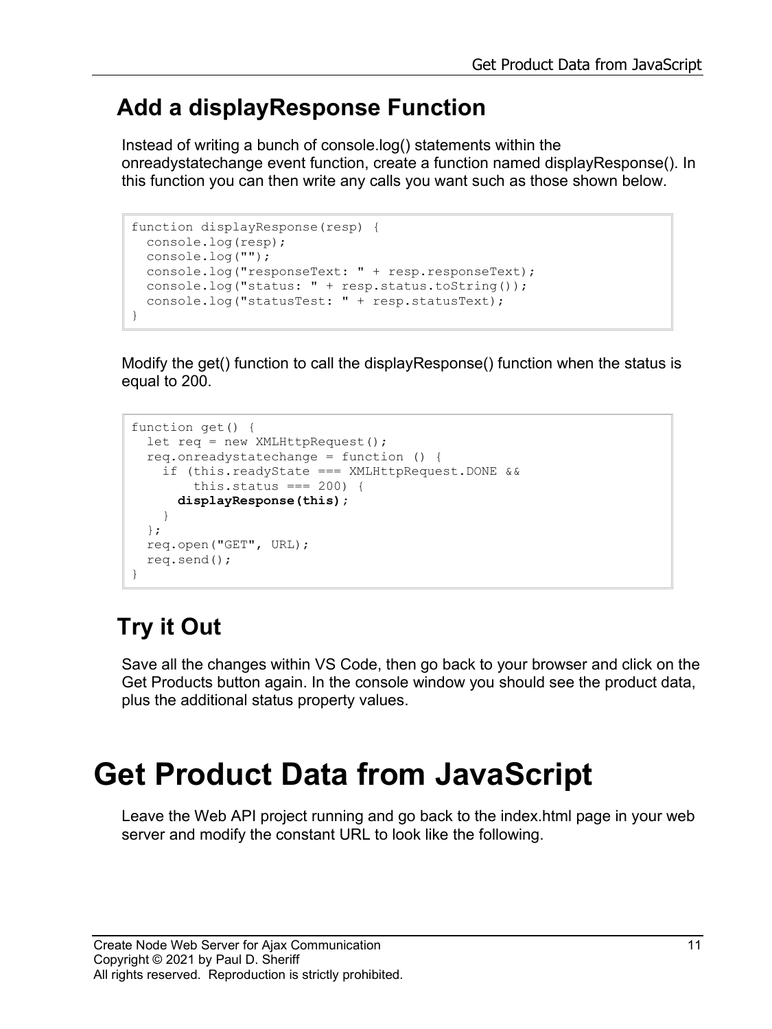## Add a displayResponse Function

Instead of writing a bunch of console.log() statements within the onreadystatechange event function, create a function named displayResponse(). In this function you can then write any calls you want such as those shown below.

```
function displayResponse(resp) {
  console.log(resp);
  console.log("");
  console.log("responseText: " + resp.responseText);
  console.log("status: " + resp.status.toString());
  console.log("statusTest: " + resp.statusText);
}
```

Modify the get() function to call the displayResponse() function when the status is equal to 200.

```
function get() {
  let req = new XMLHttpRequest();
  req.onreadystatechange = function () {
    if (this.readyState === XMLHttpRequest.DONE &&
        this.status === 200) {
      displayResponse(this);
    }
  };
  req.open("GET", URL);
  req.send();
}
```

## Try it Out

Save all the changes within VS Code, then go back to your browser and click on the Get Products button again. In the console window you should see the product data, plus the additional status property values.

# Get Product Data from JavaScript

Leave the Web API project running and go back to the index.html page in your web server and modify the constant URL to look like the following.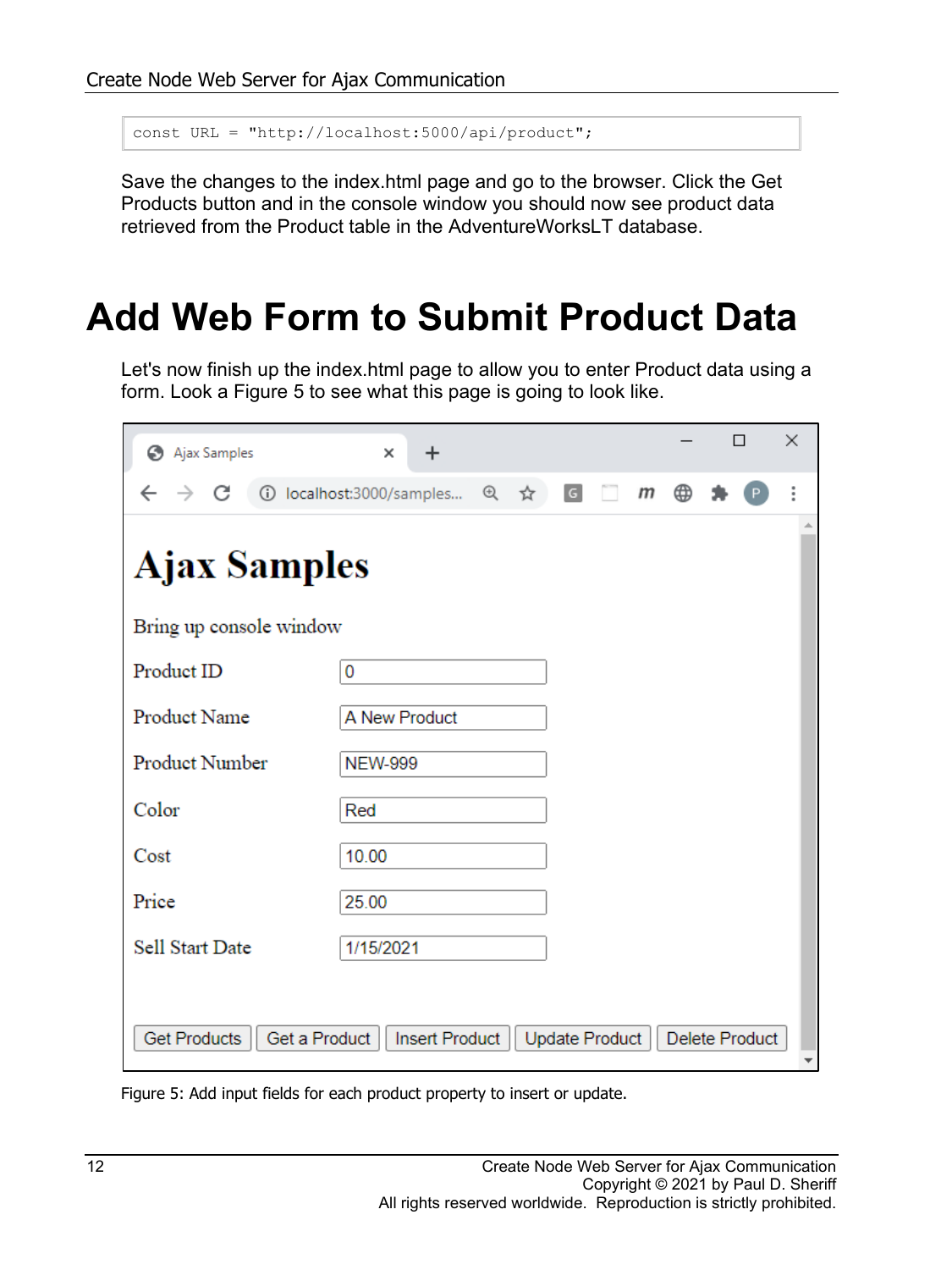```
const URL = "http://localhost:5000/api/product";
```

Save the changes to the index.html page and go to the browser. Click the Get Products button and in the console window you should now see product data retrieved from the Product table in the AdventureWorksLT database.

# Add Web Form to Submit Product Data

Let's now finish up the index.html page to allow you to enter Product data using a form. Look a Figure 5 to see what this page is going to look like.

Figure 5: Add input fields for each product property to insert or update.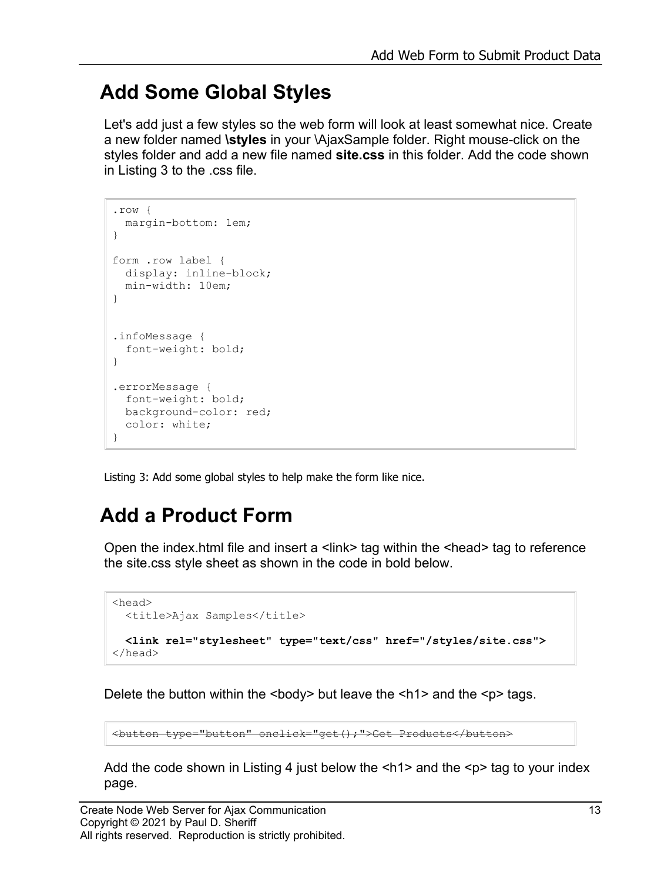## Add Some Global Styles

Let's add just a few styles so the web form will look at least somewhat nice. Create a new folder named **\styles** in your \AjaxSample folder. Right mouse-click on the styles folder and add a new file named **site.css** in this folder. Add the code shown in Listing 3 to the .css file.

```
.row {
  margin-bottom: 1em;
}

form .row label {
  display: inline-block;
  min-width: 10em;
}


.infoMessage {
  font-weight: bold;
}

.errorMessage {
  font-weight: bold;
  background-color: red;
  color: white;
}
```

Listing 3: Add some global styles to help make the form like nice.

## Add a Product Form

Open the index.html file and insert a <link> tag within the <head> tag to reference the site.css style sheet as shown in the code in bold below.

```
<head>
  <title>Ajax Samples</title>

  <link rel="stylesheet" type="text/css" href="/styles/site.css">
</head>
```

Delete the button within the <body> but leave the <h1> and the <p> tags.

```
<button type="button" onclick="get();">Get Products</button>
```

Add the code shown in Listing 4 just below the <h1> and the <p> tag to your index page.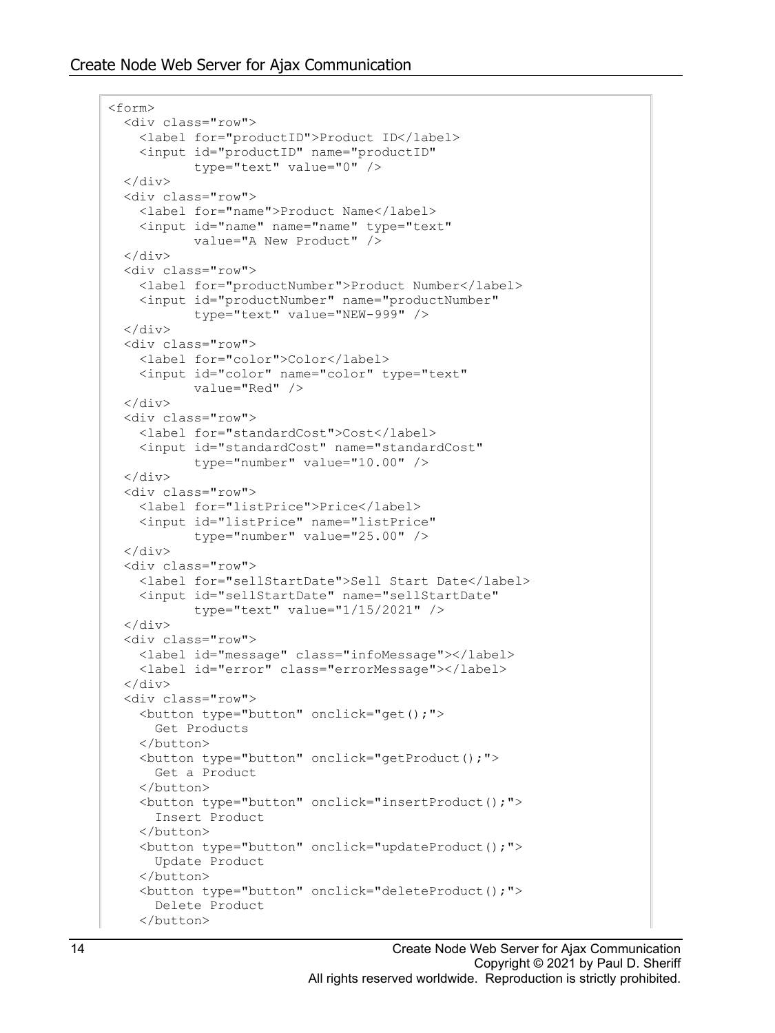```html
<form>
  <div class="row">
    <label for="productID">Product ID</label>
    <input id="productID" name="productID"
           type="text" value="0" />
  </div>
  <div class="row">
    <label for="name">Product Name</label>
    <input id="name" name="name" type="text"
           value="A New Product" />
  </div>
  <div class="row">
    <label for="productNumber">Product Number</label>
    <input id="productNumber" name="productNumber"
           type="text" value="NEW-999" />
  </div>
  <div class="row">
    <label for="color">Color</label>
    <input id="color" name="color" type="text"
           value="Red" />
  </div>
  <div class="row">
    <label for="standardCost">Cost</label>
    <input id="standardCost" name="standardCost"
           type="number" value="10.00" />
  </div>
  <div class="row">
    <label for="listPrice">Price</label>
    <input id="listPrice" name="listPrice"
           type="number" value="25.00" />
  </div>
  <div class="row">
    <label for="sellStartDate">Sell Start Date</label>
    <input id="sellStartDate" name="sellStartDate"
           type="text" value="1/15/2021" />
  </div>
  <div class="row">
    <label id="message" class="infoMessage"></label>
    <label id="error" class="errorMessage"></label>
  </div>
  <div class="row">
    <button type="button" onclick="get();">
      Get Products
    </button>
    <button type="button" onclick="getProduct();">
      Get a Product
    </button>
    <button type="button" onclick="insertProduct();">
      Insert Product
    </button>
    <button type="button" onclick="updateProduct();">
      Update Product
    </button>
    <button type="button" onclick="deleteProduct();">
      Delete Product
    </button>
```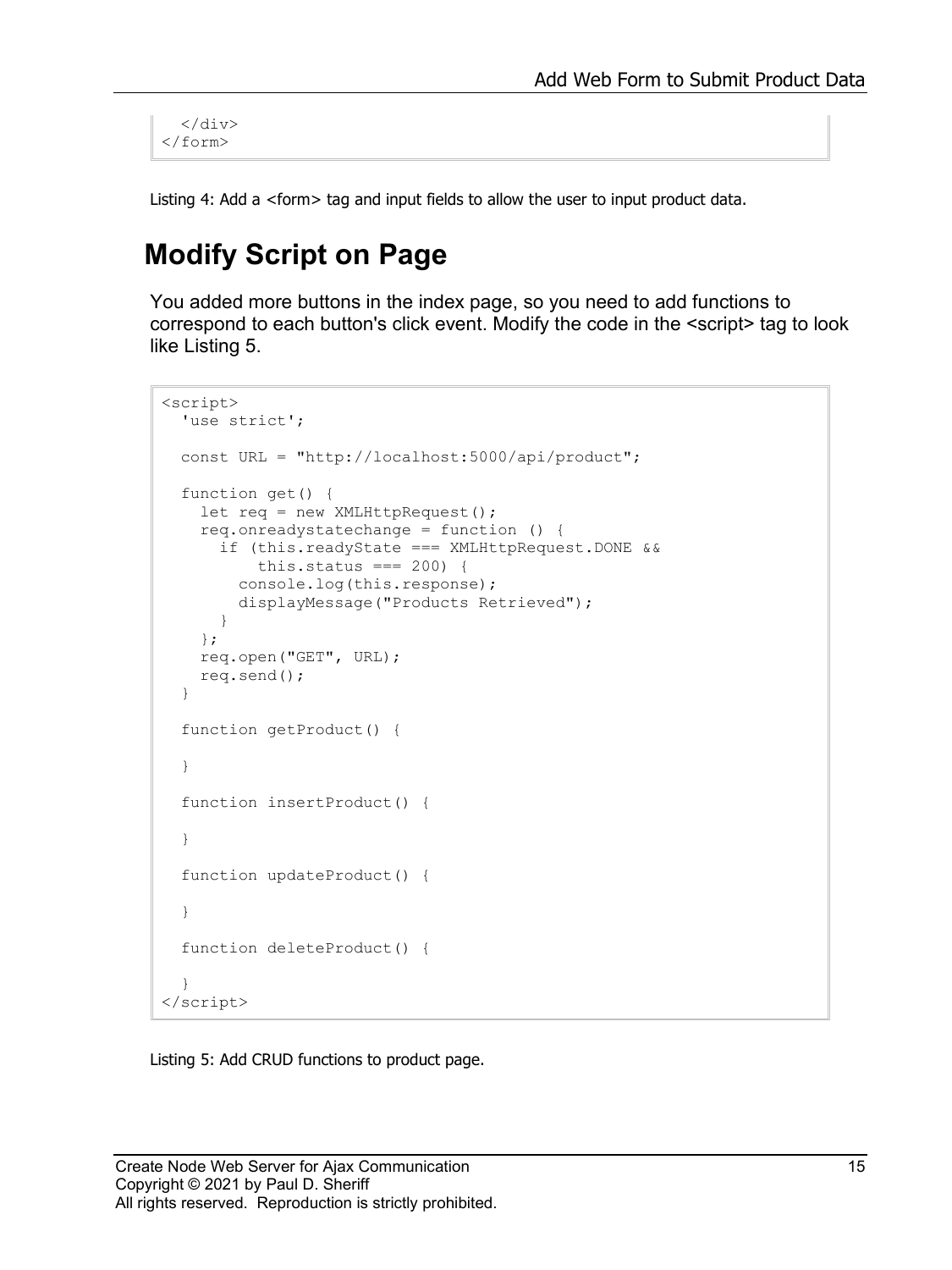```
  </div>
</form>
```

Listing 4: Add a <form> tag and input fields to allow the user to input product data.

## Modify Script on Page

You added more buttons in the index page, so you need to add functions to correspond to each button's click event. Modify the code in the <script> tag to look like Listing 5.

```
<script>
  'use strict';

  const URL = "http://localhost:5000/api/product";

  function get() {
    let req = new XMLHttpRequest();
    req.onreadystatechange = function () {
      if (this.readyState === XMLHttpRequest.DONE &&
          this.status === 200) {
        console.log(this.response);
        displayMessage("Products Retrieved");
      }
    };
    req.open("GET", URL);
    req.send();
  }

  function getProduct() {

  }

  function insertProduct() {

  }

  function updateProduct() {

  }

  function deleteProduct() {

  }
</script>
```

Listing 5: Add CRUD functions to product page.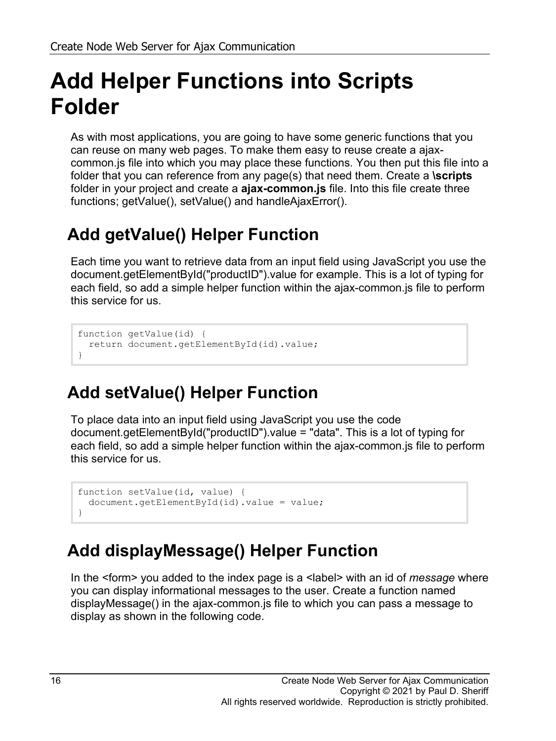# Add Helper Functions into Scripts Folder

As with most applications, you are going to have some generic functions that you can reuse on many web pages. To make them easy to reuse create a ajax-common.js file into which you may place these functions. You then put this file into a folder that you can reference from any page(s) that need them. Create a **\scripts** folder in your project and create a **ajax-common.js** file. Into this file create three functions; getValue(), setValue() and handleAjaxError().

## Add getValue() Helper Function

Each time you want to retrieve data from an input field using JavaScript you use the document.getElementById("productID").value for example. This is a lot of typing for each field, so add a simple helper function within the ajax-common.js file to perform this service for us.

```
function getValue(id) {
  return document.getElementById(id).value;
}
```

## Add setValue() Helper Function

To place data into an input field using JavaScript you use the code document.getElementById("productID").value = "data". This is a lot of typing for each field, so add a simple helper function within the ajax-common.js file to perform this service for us.

```
function setValue(id, value) {
  document.getElementById(id).value = value;
}
```

## Add displayMessage() Helper Function

In the <form> you added to the index page is a <label> with an id of *message* where you can display informational messages to the user. Create a function named displayMessage() in the ajax-common.js file to which you can pass a message to display as shown in the following code.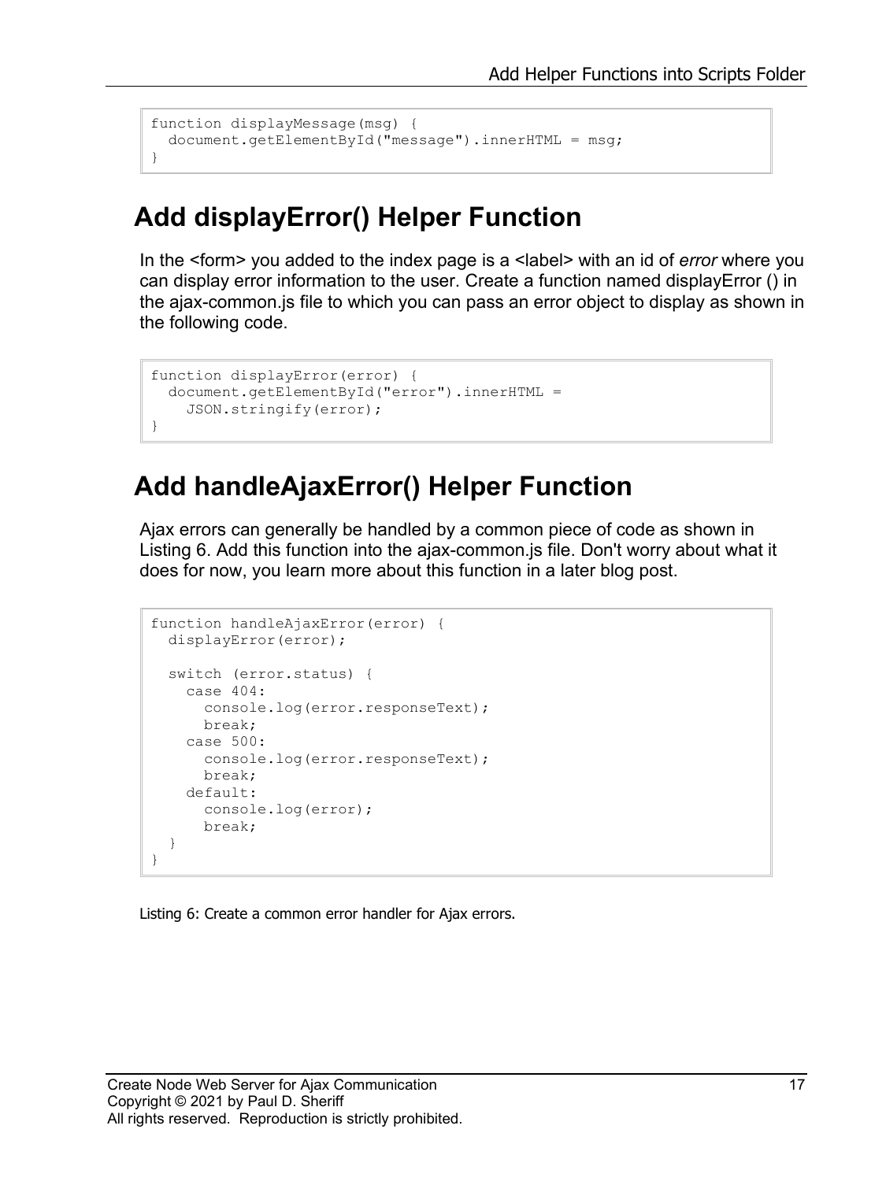```
function displayMessage(msg) {
  document.getElementById("message").innerHTML = msg;
}
```

## Add displayError() Helper Function

In the <form> you added to the index page is a <label> with an id of *error* where you can display error information to the user. Create a function named displayError () in the ajax-common.js file to which you can pass an error object to display as shown in the following code.

```
function displayError(error) {
  document.getElementById("error").innerHTML =
    JSON.stringify(error);
}
```

## Add handleAjaxError() Helper Function

Ajax errors can generally be handled by a common piece of code as shown in Listing 6. Add this function into the ajax-common.js file. Don't worry about what it does for now, you learn more about this function in a later blog post.

```
function handleAjaxError(error) {
  displayError(error);

  switch (error.status) {
    case 404:
      console.log(error.responseText);
      break;
    case 500:
      console.log(error.responseText);
      break;
    default:
      console.log(error);
      break;
  }
}
```

Listing 6: Create a common error handler for Ajax errors.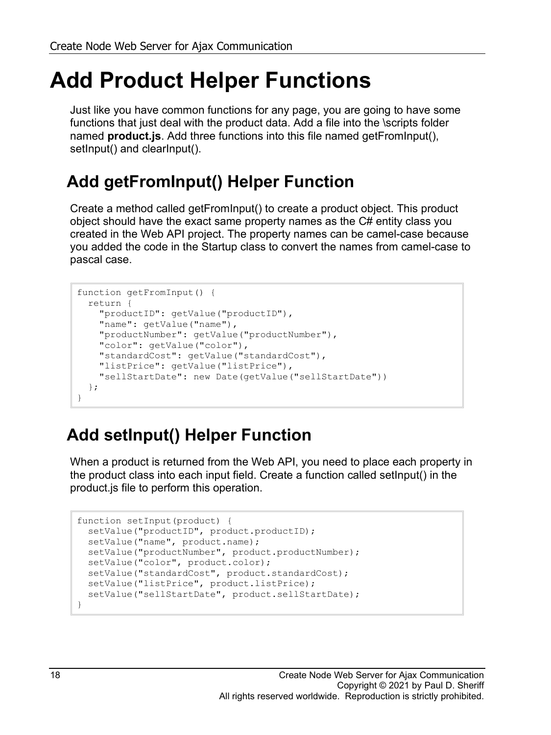# Add Product Helper Functions

Just like you have common functions for any page, you are going to have some functions that just deal with the product data. Add a file into the \scripts folder named **product.js**. Add three functions into this file named getFromInput(), setInput() and clearInput().

## Add getFromInput() Helper Function

Create a method called getFromInput() to create a product object. This product object should have the exact same property names as the C# entity class you created in the Web API project. The property names can be camel-case because you added the code in the Startup class to convert the names from camel-case to pascal case.

```
function getFromInput() {
  return {
    "productID": getValue("productID"),
    "name": getValue("name"),
    "productNumber": getValue("productNumber"),
    "color": getValue("color"),
    "standardCost": getValue("standardCost"),
    "listPrice": getValue("listPrice"),
    "sellStartDate": new Date(getValue("sellStartDate"))
  };
}
```

## Add setInput() Helper Function

When a product is returned from the Web API, you need to place each property in the product class into each input field. Create a function called setInput() in the product.js file to perform this operation.

```
function setInput(product) {
  setValue("productID", product.productID);
  setValue("name", product.name);
  setValue("productNumber", product.productNumber);
  setValue("color", product.color);
  setValue("standardCost", product.standardCost);
  setValue("listPrice", product.listPrice);
  setValue("sellStartDate", product.sellStartDate);
}
```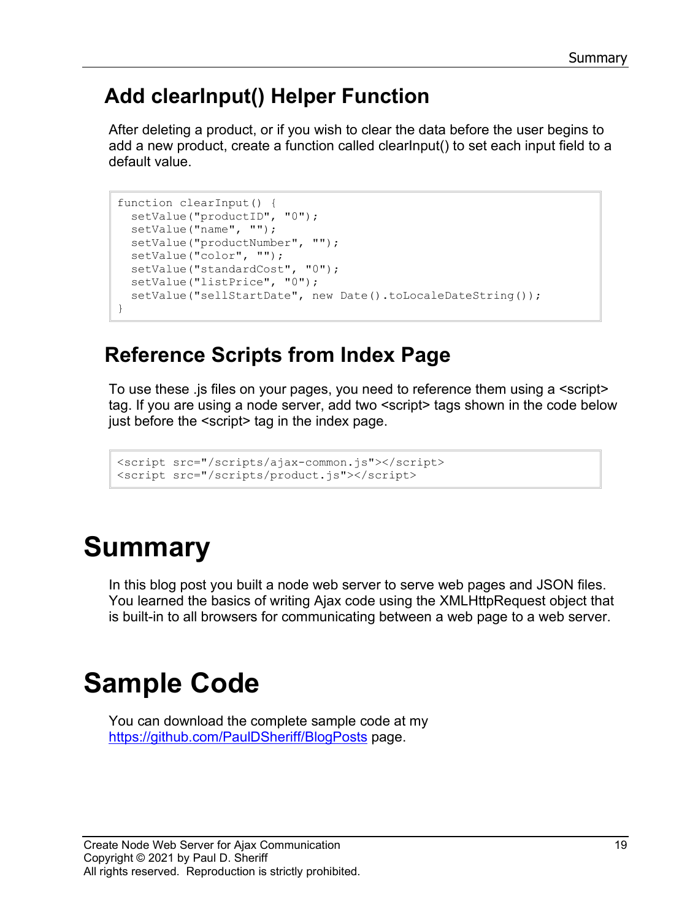## Add clearInput() Helper Function

After deleting a product, or if you wish to clear the data before the user begins to add a new product, create a function called clearInput() to set each input field to a default value.

```
function clearInput() {
  setValue("productID", "0");
  setValue("name", "");
  setValue("productNumber", "");
  setValue("color", "");
  setValue("standardCost", "0");
  setValue("listPrice", "0");
  setValue("sellStartDate", new Date().toLocaleDateString());
}
```

## Reference Scripts from Index Page

To use these .js files on your pages, you need to reference them using a <script> tag. If you are using a node server, add two <script> tags shown in the code below just before the <script> tag in the index page.

```
<script src="/scripts/ajax-common.js"></script>
<script src="/scripts/product.js"></script>
```

# Summary

In this blog post you built a node web server to serve web pages and JSON files. You learned the basics of writing Ajax code using the XMLHttpRequest object that is built-in to all browsers for communicating between a web page to a web server.

# Sample Code

You can download the complete sample code at my [https://github.com/PaulDSheriff/BlogPosts](https://github.com/PaulDSheriff/BlogPosts) page.